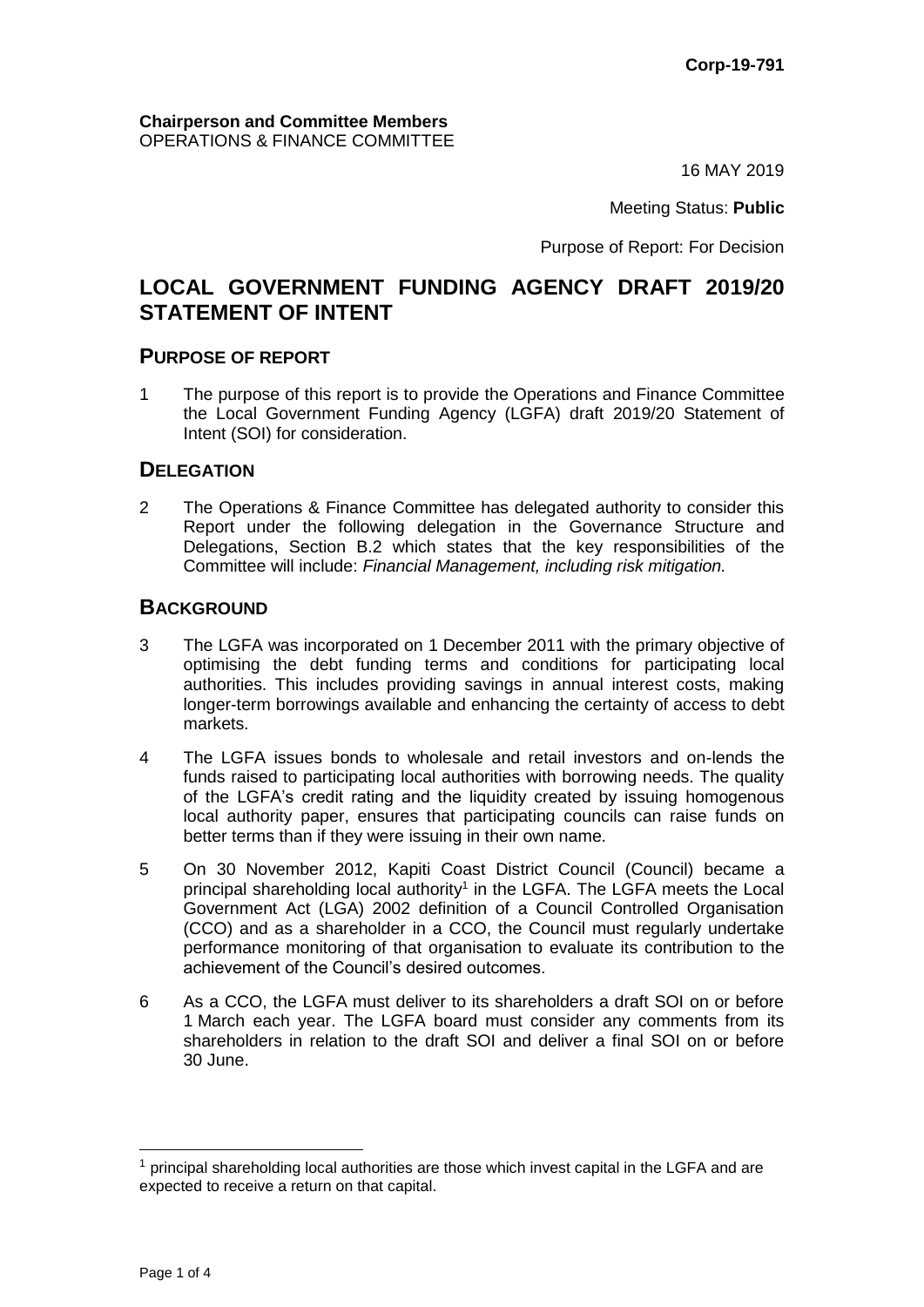Corp-19-791

**Chairperson and Committee Members**
OPERATIONS & FINANCE COMMITTEE

16 MAY 2019

Meeting Status: **Public**

Purpose of Report: For Decision

# LOCAL GOVERNMENT FUNDING AGENCY DRAFT 2019/20 STATEMENT OF INTENT

## PURPOSE OF REPORT

1 The purpose of this report is to provide the Operations and Finance Committee the Local Government Funding Agency (LGFA) draft 2019/20 Statement of Intent (SOI) for consideration.

## DELEGATION

2 The Operations & Finance Committee has delegated authority to consider this Report under the following delegation in the Governance Structure and Delegations, Section B.2 which states that the key responsibilities of the Committee will include: *Financial Management, including risk mitigation.*

## BACKGROUND

3 The LGFA was incorporated on 1 December 2011 with the primary objective of optimising the debt funding terms and conditions for participating local authorities. This includes providing savings in annual interest costs, making longer-term borrowings available and enhancing the certainty of access to debt markets.

4 The LGFA issues bonds to wholesale and retail investors and on-lends the funds raised to participating local authorities with borrowing needs. The quality of the LGFA's credit rating and the liquidity created by issuing homogenous local authority paper, ensures that participating councils can raise funds on better terms than if they were issuing in their own name.

5 On 30 November 2012, Kapiti Coast District Council (Council) became a principal shareholding local authority[1] in the LGFA. The LGFA meets the Local Government Act (LGA) 2002 definition of a Council Controlled Organisation (CCO) and as a shareholder in a CCO, the Council must regularly undertake performance monitoring of that organisation to evaluate its contribution to the achievement of the Council's desired outcomes.

6 As a CCO, the LGFA must deliver to its shareholders a draft SOI on or before 1 March each year. The LGFA board must consider any comments from its shareholders in relation to the draft SOI and deliver a final SOI on or before 30 June.

[1] principal shareholding local authorities are those which invest capital in the LGFA and are expected to receive a return on that capital.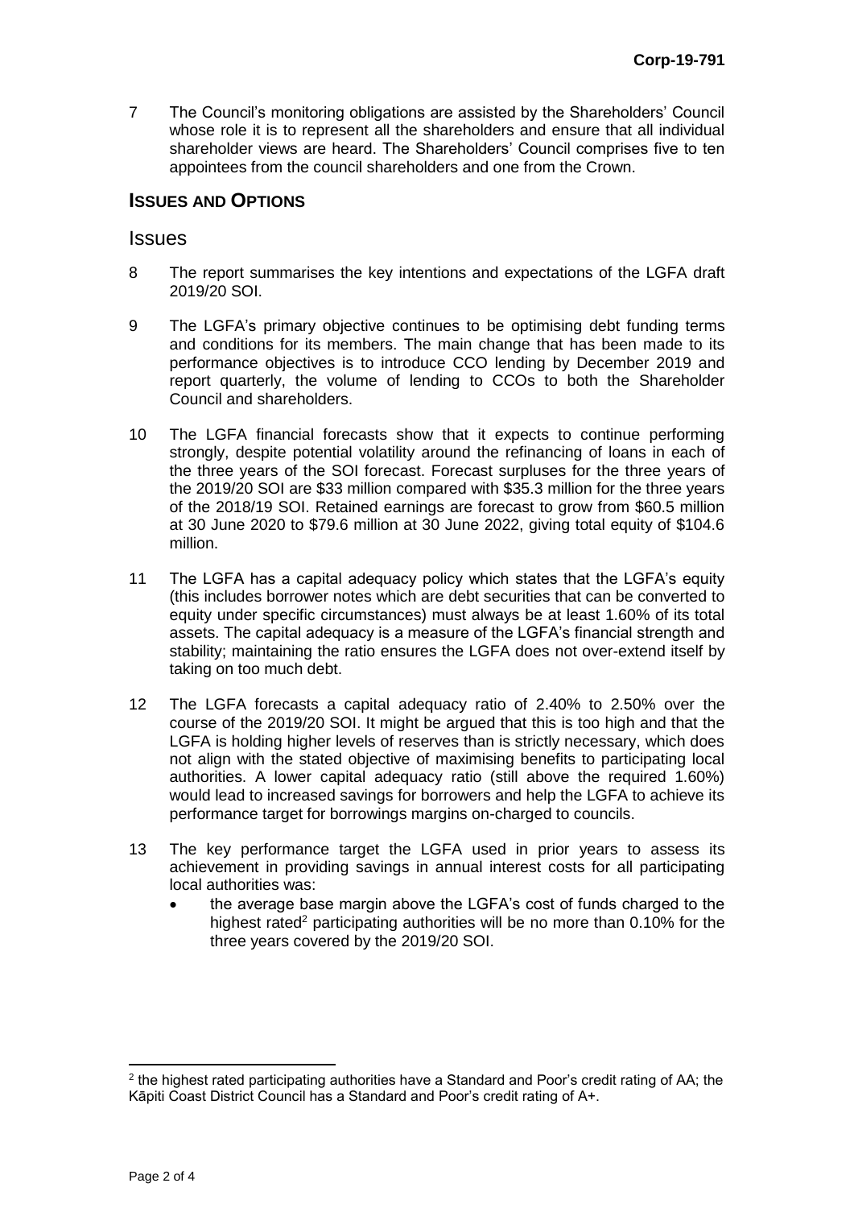7 The Council's monitoring obligations are assisted by the Shareholders' Council whose role it is to represent all the shareholders and ensure that all individual shareholder views are heard. The Shareholders' Council comprises five to ten appointees from the council shareholders and one from the Crown.

## ISSUES AND OPTIONS

### Issues

8 The report summarises the key intentions and expectations of the LGFA draft 2019/20 SOI.

9 The LGFA's primary objective continues to be optimising debt funding terms and conditions for its members. The main change that has been made to its performance objectives is to introduce CCO lending by December 2019 and report quarterly, the volume of lending to CCOs to both the Shareholder Council and shareholders.

10 The LGFA financial forecasts show that it expects to continue performing strongly, despite potential volatility around the refinancing of loans in each of the three years of the SOI forecast. Forecast surpluses for the three years of the 2019/20 SOI are $33 million compared with $35.3 million for the three years of the 2018/19 SOI. Retained earnings are forecast to grow from $60.5 million at 30 June 2020 to $79.6 million at 30 June 2022, giving total equity of $104.6 million.

11 The LGFA has a capital adequacy policy which states that the LGFA's equity (this includes borrower notes which are debt securities that can be converted to equity under specific circumstances) must always be at least 1.60% of its total assets. The capital adequacy is a measure of the LGFA's financial strength and stability; maintaining the ratio ensures the LGFA does not over-extend itself by taking on too much debt.

12 The LGFA forecasts a capital adequacy ratio of 2.40% to 2.50% over the course of the 2019/20 SOI. It might be argued that this is too high and that the LGFA is holding higher levels of reserves than is strictly necessary, which does not align with the stated objective of maximising benefits to participating local authorities. A lower capital adequacy ratio (still above the required 1.60%) would lead to increased savings for borrowers and help the LGFA to achieve its performance target for borrowings margins on-charged to councils.

13 The key performance target the LGFA used in prior years to assess its achievement in providing savings in annual interest costs for all participating local authorities was:

- the average base margin above the LGFA's cost of funds charged to the highest rated[2] participating authorities will be no more than 0.10% for the three years covered by the 2019/20 SOI.

[2] the highest rated participating authorities have a Standard and Poor's credit rating of AA; the Kāpiti Coast District Council has a Standard and Poor's credit rating of A+.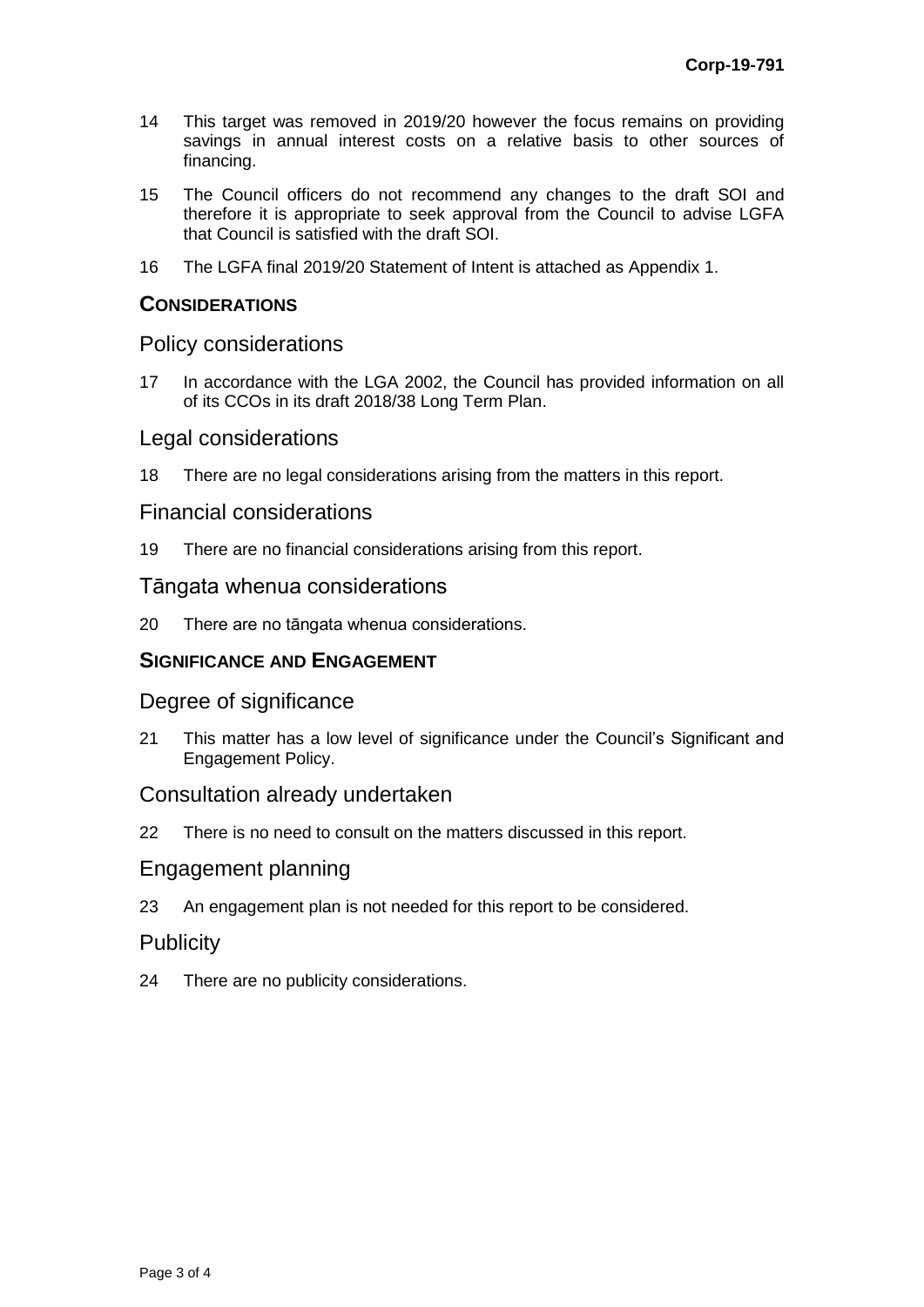14 This target was removed in 2019/20 however the focus remains on providing savings in annual interest costs on a relative basis to other sources of financing.

15 The Council officers do not recommend any changes to the draft SOI and therefore it is appropriate to seek approval from the Council to advise LGFA that Council is satisfied with the draft SOI.

16 The LGFA final 2019/20 Statement of Intent is attached as Appendix 1.

## CONSIDERATIONS

### Policy considerations

17 In accordance with the LGA 2002, the Council has provided information on all of its CCOs in its draft 2018/38 Long Term Plan.

### Legal considerations

18 There are no legal considerations arising from the matters in this report.

### Financial considerations

19 There are no financial considerations arising from this report.

### Tāngata whenua considerations

20 There are no tāngata whenua considerations.

## SIGNIFICANCE AND ENGAGEMENT

### Degree of significance

21 This matter has a low level of significance under the Council's Significant and Engagement Policy.

### Consultation already undertaken

22 There is no need to consult on the matters discussed in this report.

### Engagement planning

23 An engagement plan is not needed for this report to be considered.

### Publicity

24 There are no publicity considerations.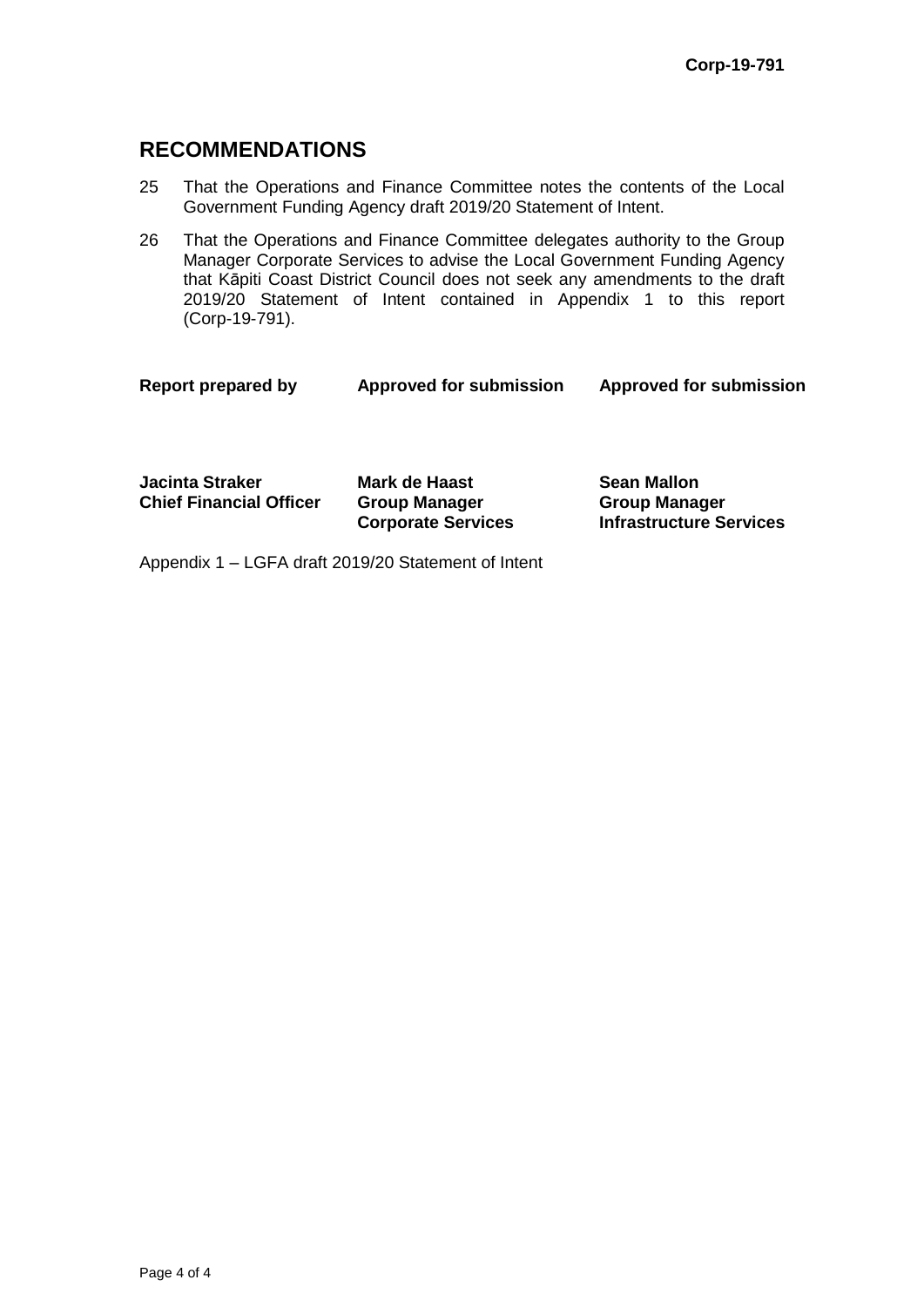## RECOMMENDATIONS

25 That the Operations and Finance Committee notes the contents of the Local Government Funding Agency draft 2019/20 Statement of Intent.

26 That the Operations and Finance Committee delegates authority to the Group Manager Corporate Services to advise the Local Government Funding Agency that Kāpiti Coast District Council does not seek any amendments to the draft 2019/20 Statement of Intent contained in Appendix 1 to this report (Corp-19-791).

| Report prepared by | Approved for submission | Approved for submission |
|---|---|---|
| **Jacinta Straker** | **Mark de Haast** | **Sean Mallon** |
| **Chief Financial Officer** | **Group Manager Corporate Services** | **Group Manager Infrastructure Services** |

Appendix 1 – LGFA draft 2019/20 Statement of Intent